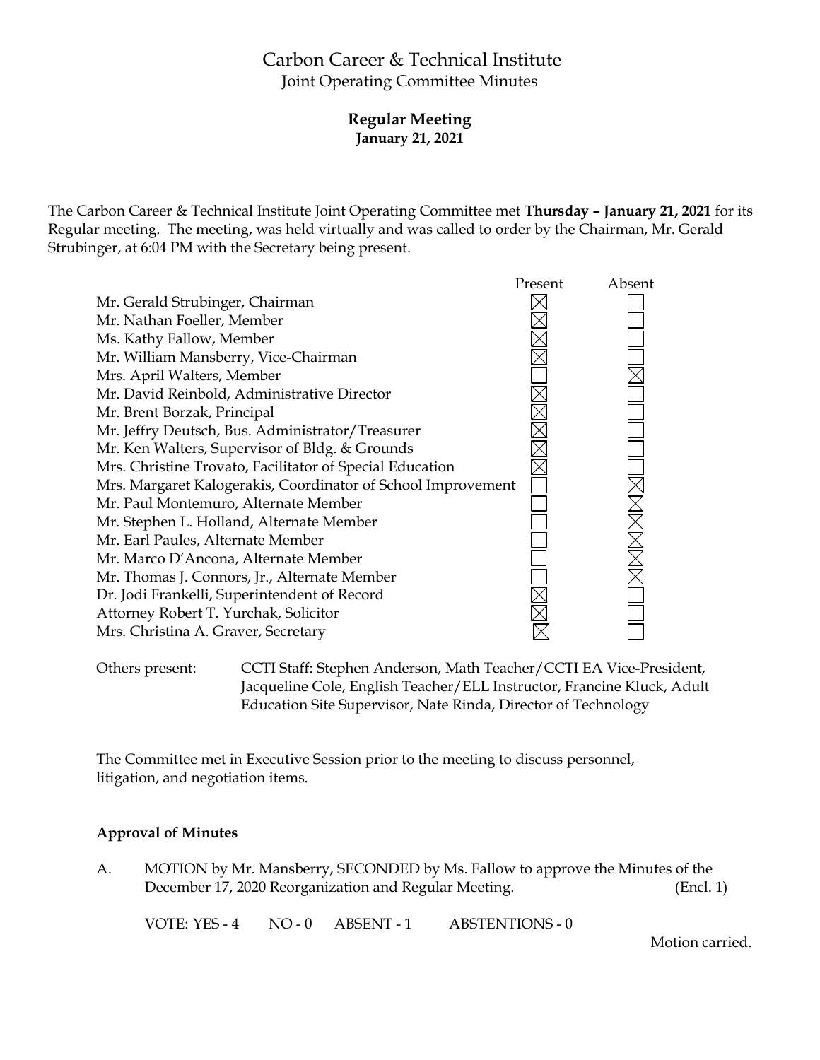# Carbon Career & Technical Institute

Joint Operating Committee Minutes

**Regular Meeting**
**January 21, 2021**

The Carbon Career & Technical Institute Joint Operating Committee met **Thursday – January 21, 2021** for its Regular meeting. The meeting, was held virtually and was called to order by the Chairman, Mr. Gerald Strubinger, at 6:04 PM with the Secretary being present.

| | Present | Absent |
|---|---|---|
| Mr. Gerald Strubinger, Chairman | ☒ | ☐ |
| Mr. Nathan Foeller, Member | ☒ | ☐ |
| Ms. Kathy Fallow, Member | ☒ | ☐ |
| Mr. William Mansberry, Vice-Chairman | ☒ | ☐ |
| Mrs. April Walters, Member | ☐ | ☒ |
| Mr. David Reinbold, Administrative Director | ☒ | ☐ |
| Mr. Brent Borzak, Principal | ☒ | ☐ |
| Mr. Jeffry Deutsch, Bus. Administrator/Treasurer | ☒ | ☐ |
| Mr. Ken Walters, Supervisor of Bldg. & Grounds | ☒ | ☐ |
| Mrs. Christine Trovato, Facilitator of Special Education | ☒ | ☐ |
| Mrs. Margaret Kalogerakis, Coordinator of School Improvement | ☐ | ☒ |
| Mr. Paul Montemuro, Alternate Member | ☐ | ☒ |
| Mr. Stephen L. Holland, Alternate Member | ☐ | ☒ |
| Mr. Earl Paules, Alternate Member | ☐ | ☒ |
| Mr. Marco D'Ancona, Alternate Member | ☐ | ☒ |
| Mr. Thomas J. Connors, Jr., Alternate Member | ☐ | ☒ |
| Dr. Jodi Frankelli, Superintendent of Record | ☒ | ☐ |
| Attorney Robert T. Yurchak, Solicitor | ☒ | ☐ |
| Mrs. Christina A. Graver, Secretary | ☒ | ☐ |

Others present: CCTI Staff: Stephen Anderson, Math Teacher/CCTI EA Vice-President, Jacqueline Cole, English Teacher/ELL Instructor, Francine Kluck, Adult Education Site Supervisor, Nate Rinda, Director of Technology

The Committee met in Executive Session prior to the meeting to discuss personnel, litigation, and negotiation items.

**Approval of Minutes**

A. MOTION by Mr. Mansberry, SECONDED by Ms. Fallow to approve the Minutes of the December 17, 2020 Reorganization and Regular Meeting. (Encl. 1)

VOTE: YES - 4 NO - 0 ABSENT - 1 ABSTENTIONS - 0

Motion carried.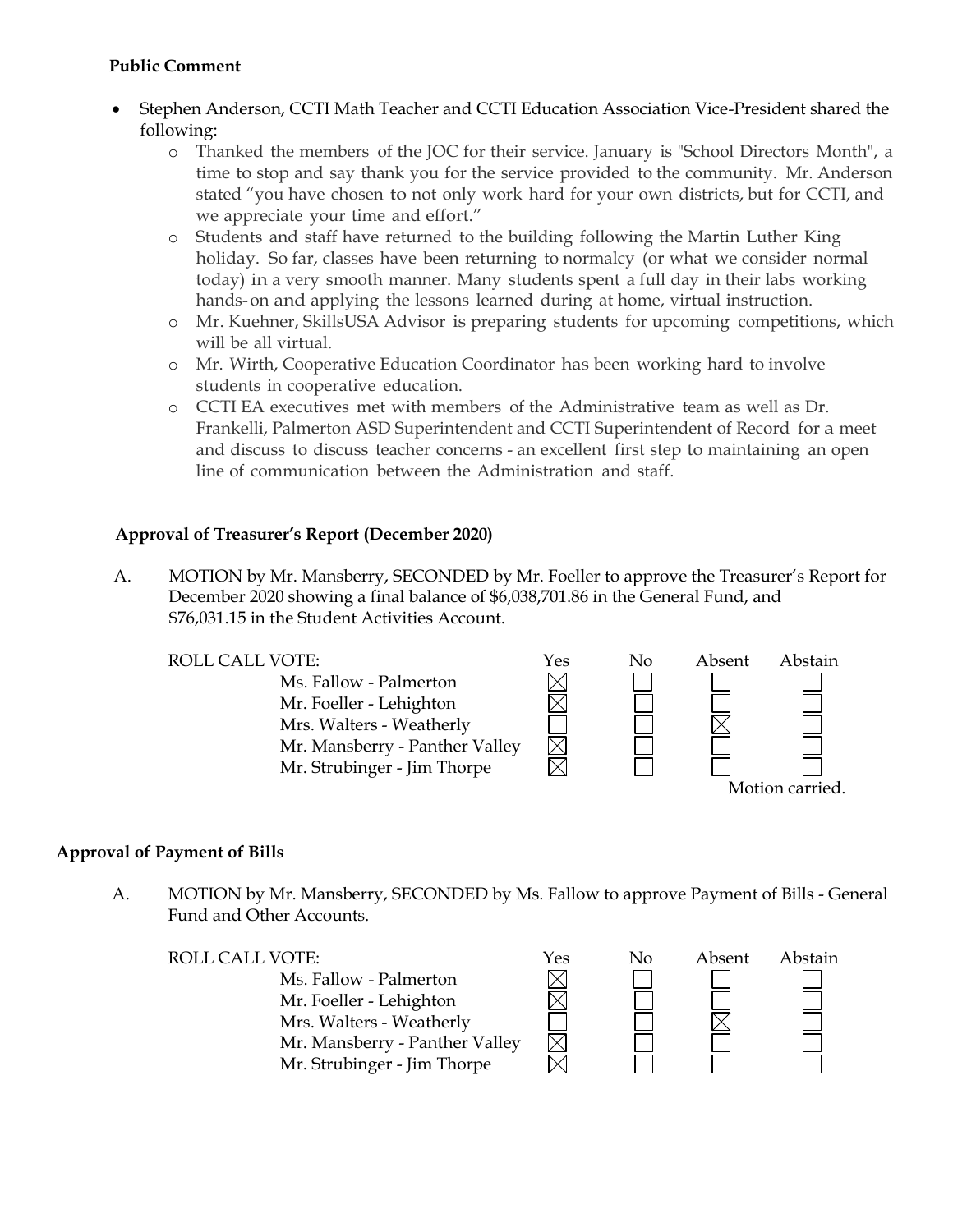**Public Comment**

- Stephen Anderson, CCTI Math Teacher and CCTI Education Association Vice-President shared the following:
  - Thanked the members of the JOC for their service. January is "School Directors Month", a time to stop and say thank you for the service provided to the community. Mr. Anderson stated "you have chosen to not only work hard for your own districts, but for CCTI, and we appreciate your time and effort."
  - Students and staff have returned to the building following the Martin Luther King holiday. So far, classes have been returning to normalcy (or what we consider normal today) in a very smooth manner. Many students spent a full day in their labs working hands-on and applying the lessons learned during at home, virtual instruction.
  - Mr. Kuehner, SkillsUSA Advisor is preparing students for upcoming competitions, which will be all virtual.
  - Mr. Wirth, Cooperative Education Coordinator has been working hard to involve students in cooperative education.
  - CCTI EA executives met with members of the Administrative team as well as Dr. Frankelli, Palmerton ASD Superintendent and CCTI Superintendent of Record for a meet and discuss to discuss teacher concerns - an excellent first step to maintaining an open line of communication between the Administration and staff.

**Approval of Treasurer's Report (December 2020)**

A. MOTION by Mr. Mansberry, SECONDED by Mr. Foeller to approve the Treasurer's Report for December 2020 showing a final balance of $6,038,701.86 in the General Fund, and $76,031.15 in the Student Activities Account.

| ROLL CALL VOTE: | Yes | No | Absent | Abstain |
|---|---|---|---|---|
| Ms. Fallow - Palmerton | ☒ | ☐ | ☐ | ☐ |
| Mr. Foeller - Lehighton | ☒ | ☐ | ☐ | ☐ |
| Mrs. Walters - Weatherly | ☐ | ☐ | ☒ | ☐ |
| Mr. Mansberry - Panther Valley | ☒ | ☐ | ☐ | ☐ |
| Mr. Strubinger - Jim Thorpe | ☒ | ☐ | ☐ | ☐ |

Motion carried.

**Approval of Payment of Bills**

A. MOTION by Mr. Mansberry, SECONDED by Ms. Fallow to approve Payment of Bills - General Fund and Other Accounts.

| ROLL CALL VOTE: | Yes | No | Absent | Abstain |
|---|---|---|---|---|
| Ms. Fallow - Palmerton | ☒ | ☐ | ☐ | ☐ |
| Mr. Foeller - Lehighton | ☒ | ☐ | ☐ | ☐ |
| Mrs. Walters - Weatherly | ☐ | ☐ | ☒ | ☐ |
| Mr. Mansberry - Panther Valley | ☒ | ☐ | ☐ | ☐ |
| Mr. Strubinger - Jim Thorpe | ☒ | ☐ | ☐ | ☐ |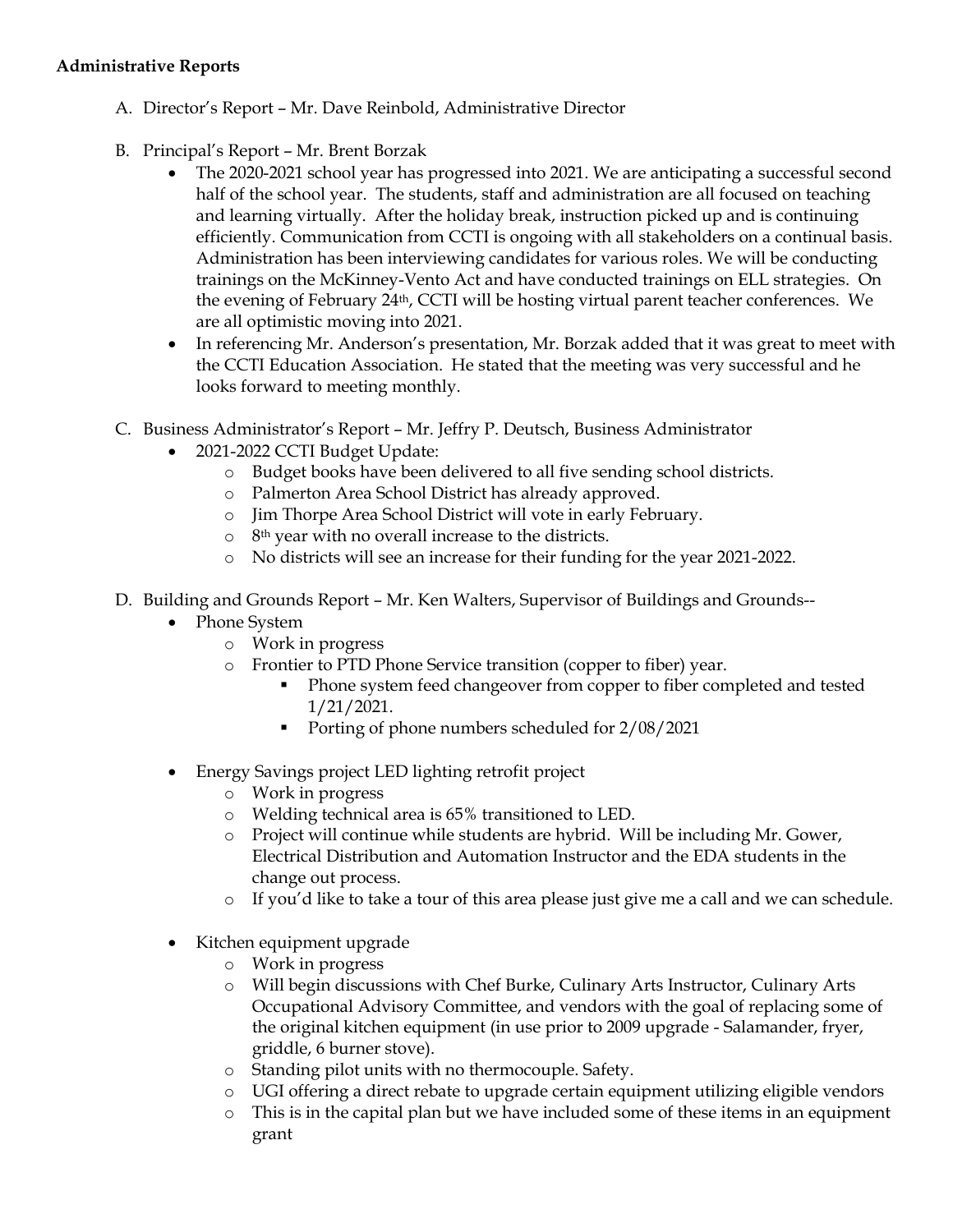**Administrative Reports**

A. Director's Report – Mr. Dave Reinbold, Administrative Director

B. Principal's Report – Mr. Brent Borzak
   - The 2020-2021 school year has progressed into 2021. We are anticipating a successful second half of the school year. The students, staff and administration are all focused on teaching and learning virtually. After the holiday break, instruction picked up and is continuing efficiently. Communication from CCTI is ongoing with all stakeholders on a continual basis. Administration has been interviewing candidates for various roles. We will be conducting trainings on the McKinney-Vento Act and have conducted trainings on ELL strategies. On the evening of February 24th, CCTI will be hosting virtual parent teacher conferences. We are all optimistic moving into 2021.
   - In referencing Mr. Anderson's presentation, Mr. Borzak added that it was great to meet with the CCTI Education Association. He stated that the meeting was very successful and he looks forward to meeting monthly.

C. Business Administrator's Report – Mr. Jeffry P. Deutsch, Business Administrator
   - 2021-2022 CCTI Budget Update:
     - Budget books have been delivered to all five sending school districts.
     - Palmerton Area School District has already approved.
     - Jim Thorpe Area School District will vote in early February.
     - 8th year with no overall increase to the districts.
     - No districts will see an increase for their funding for the year 2021-2022.

D. Building and Grounds Report – Mr. Ken Walters, Supervisor of Buildings and Grounds--
   - Phone System
     - Work in progress
     - Frontier to PTD Phone Service transition (copper to fiber) year.
       - Phone system feed changeover from copper to fiber completed and tested 1/21/2021.
       - Porting of phone numbers scheduled for 2/08/2021
   - Energy Savings project LED lighting retrofit project
     - Work in progress
     - Welding technical area is 65% transitioned to LED.
     - Project will continue while students are hybrid. Will be including Mr. Gower, Electrical Distribution and Automation Instructor and the EDA students in the change out process.
     - If you'd like to take a tour of this area please just give me a call and we can schedule.
   - Kitchen equipment upgrade
     - Work in progress
     - Will begin discussions with Chef Burke, Culinary Arts Instructor, Culinary Arts Occupational Advisory Committee, and vendors with the goal of replacing some of the original kitchen equipment (in use prior to 2009 upgrade - Salamander, fryer, griddle, 6 burner stove).
     - Standing pilot units with no thermocouple. Safety.
     - UGI offering a direct rebate to upgrade certain equipment utilizing eligible vendors
     - This is in the capital plan but we have included some of these items in an equipment grant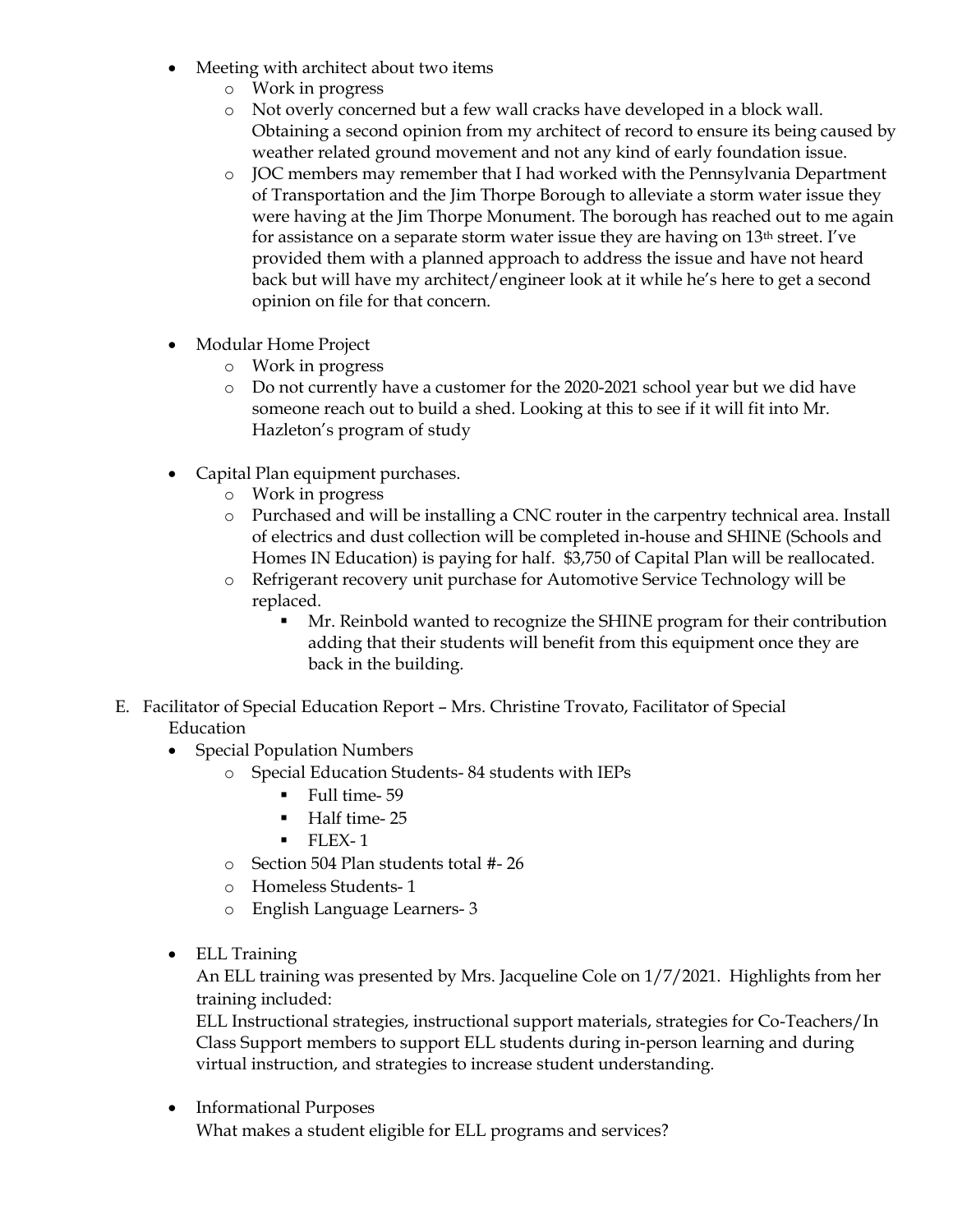- Meeting with architect about two items
  - Work in progress
  - Not overly concerned but a few wall cracks have developed in a block wall. Obtaining a second opinion from my architect of record to ensure its being caused by weather related ground movement and not any kind of early foundation issue.
  - JOC members may remember that I had worked with the Pennsylvania Department of Transportation and the Jim Thorpe Borough to alleviate a storm water issue they were having at the Jim Thorpe Monument. The borough has reached out to me again for assistance on a separate storm water issue they are having on 13th street. I've provided them with a planned approach to address the issue and have not heard back but will have my architect/engineer look at it while he's here to get a second opinion on file for that concern.

- Modular Home Project
  - Work in progress
  - Do not currently have a customer for the 2020-2021 school year but we did have someone reach out to build a shed. Looking at this to see if it will fit into Mr. Hazleton's program of study

- Capital Plan equipment purchases.
  - Work in progress
  - Purchased and will be installing a CNC router in the carpentry technical area. Install of electrics and dust collection will be completed in-house and SHINE (Schools and Homes IN Education) is paying for half. $3,750 of Capital Plan will be reallocated.
  - Refrigerant recovery unit purchase for Automotive Service Technology will be replaced.
    - Mr. Reinbold wanted to recognize the SHINE program for their contribution adding that their students will benefit from this equipment once they are back in the building.

E. Facilitator of Special Education Report – Mrs. Christine Trovato, Facilitator of Special Education

- Special Population Numbers
  - Special Education Students- 84 students with IEPs
    - Full time- 59
    - Half time- 25
    - FLEX- 1
  - Section 504 Plan students total #- 26
  - Homeless Students- 1
  - English Language Learners- 3

- ELL Training

  An ELL training was presented by Mrs. Jacqueline Cole on 1/7/2021. Highlights from her training included:

  ELL Instructional strategies, instructional support materials, strategies for Co-Teachers/In Class Support members to support ELL students during in-person learning and during virtual instruction, and strategies to increase student understanding.

- Informational Purposes

  What makes a student eligible for ELL programs and services?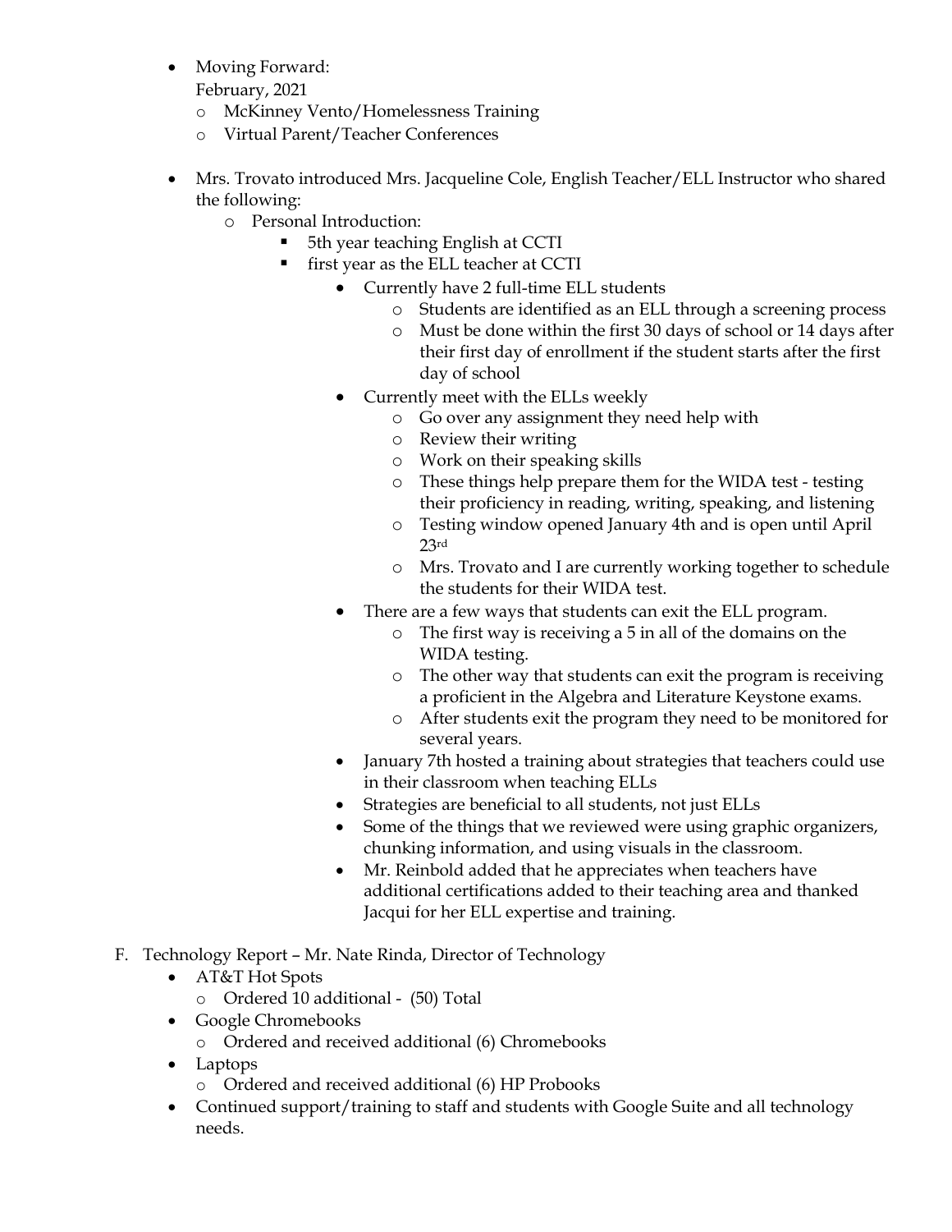- Moving Forward:
  February, 2021
  - McKinney Vento/Homelessness Training
  - Virtual Parent/Teacher Conferences

- Mrs. Trovato introduced Mrs. Jacqueline Cole, English Teacher/ELL Instructor who shared the following:
  - Personal Introduction:
    - 5th year teaching English at CCTI
    - first year as the ELL teacher at CCTI
      - Currently have 2 full-time ELL students
        - Students are identified as an ELL through a screening process
        - Must be done within the first 30 days of school or 14 days after their first day of enrollment if the student starts after the first day of school
      - Currently meet with the ELLs weekly
        - Go over any assignment they need help with
        - Review their writing
        - Work on their speaking skills
        - These things help prepare them for the WIDA test - testing their proficiency in reading, writing, speaking, and listening
        - Testing window opened January 4th and is open until April 23rd
        - Mrs. Trovato and I are currently working together to schedule the students for their WIDA test.
      - There are a few ways that students can exit the ELL program.
        - The first way is receiving a 5 in all of the domains on the WIDA testing.
        - The other way that students can exit the program is receiving a proficient in the Algebra and Literature Keystone exams.
        - After students exit the program they need to be monitored for several years.
      - January 7th hosted a training about strategies that teachers could use in their classroom when teaching ELLs
      - Strategies are beneficial to all students, not just ELLs
      - Some of the things that we reviewed were using graphic organizers, chunking information, and using visuals in the classroom.
      - Mr. Reinbold added that he appreciates when teachers have additional certifications added to their teaching area and thanked Jacqui for her ELL expertise and training.

F. Technology Report – Mr. Nate Rinda, Director of Technology
- AT&T Hot Spots
  - Ordered 10 additional - (50) Total
- Google Chromebooks
  - Ordered and received additional (6) Chromebooks
- Laptops
  - Ordered and received additional (6) HP Probooks
- Continued support/training to staff and students with Google Suite and all technology needs.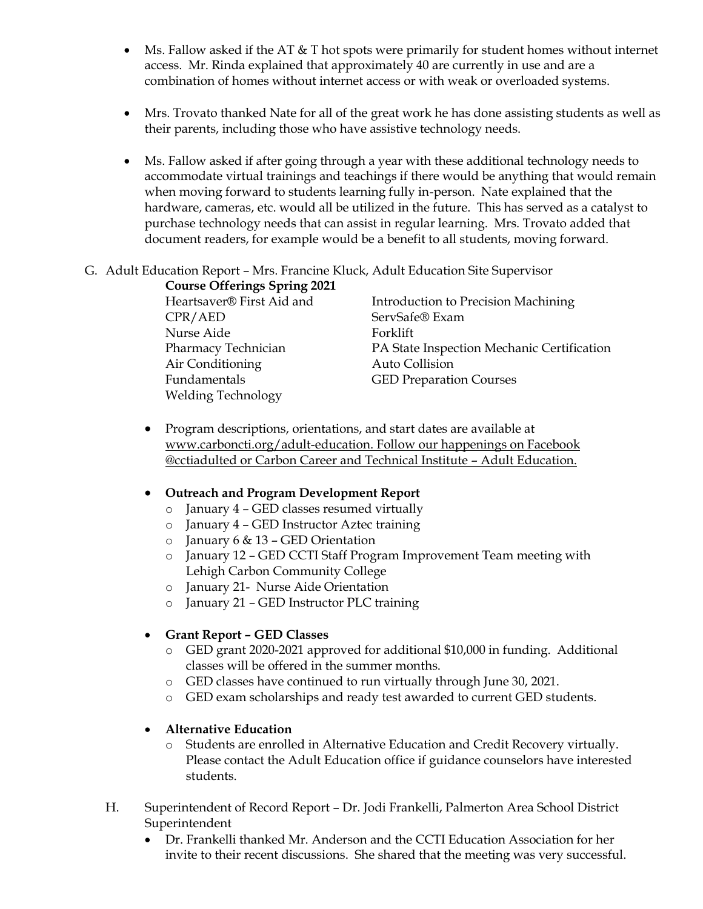- Ms. Fallow asked if the AT & T hot spots were primarily for student homes without internet access. Mr. Rinda explained that approximately 40 are currently in use and are a combination of homes without internet access or with weak or overloaded systems.

- Mrs. Trovato thanked Nate for all of the great work he has done assisting students as well as their parents, including those who have assistive technology needs.

- Ms. Fallow asked if after going through a year with these additional technology needs to accommodate virtual trainings and teachings if there would be anything that would remain when moving forward to students learning fully in-person. Nate explained that the hardware, cameras, etc. would all be utilized in the future. This has served as a catalyst to purchase technology needs that can assist in regular learning. Mrs. Trovato added that document readers, for example would be a benefit to all students, moving forward.

G. Adult Education Report – Mrs. Francine Kluck, Adult Education Site Supervisor

**Course Offerings Spring 2021**

Heartsaver® First Aid and CPR/AED
Nurse Aide
Pharmacy Technician
Air Conditioning Fundamentals
Welding Technology
Introduction to Precision Machining
ServSafe® Exam
Forklift
PA State Inspection Mechanic Certification
Auto Collision
GED Preparation Courses

- Program descriptions, orientations, and start dates are available at www.carboncti.org/adult-education. Follow our happenings on Facebook @cctiadulted or Carbon Career and Technical Institute – Adult Education.

- **Outreach and Program Development Report**
  - January 4 – GED classes resumed virtually
  - January 4 – GED Instructor Aztec training
  - January 6 & 13 – GED Orientation
  - January 12 – GED CCTI Staff Program Improvement Team meeting with Lehigh Carbon Community College
  - January 21- Nurse Aide Orientation
  - January 21 – GED Instructor PLC training

- **Grant Report – GED Classes**
  - GED grant 2020-2021 approved for additional $10,000 in funding. Additional classes will be offered in the summer months.
  - GED classes have continued to run virtually through June 30, 2021.
  - GED exam scholarships and ready test awarded to current GED students.

- **Alternative Education**
  - Students are enrolled in Alternative Education and Credit Recovery virtually. Please contact the Adult Education office if guidance counselors have interested students.

H. Superintendent of Record Report – Dr. Jodi Frankelli, Palmerton Area School District Superintendent

- Dr. Frankelli thanked Mr. Anderson and the CCTI Education Association for her invite to their recent discussions. She shared that the meeting was very successful.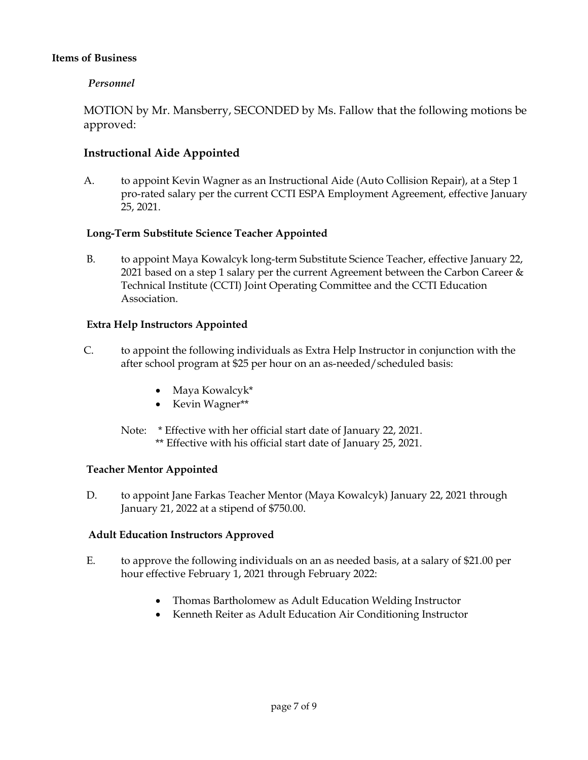**Items of Business**

***Personnel***

MOTION by Mr. Mansberry, SECONDED by Ms. Fallow that the following motions be approved:

### Instructional Aide Appointed

A. to appoint Kevin Wagner as an Instructional Aide (Auto Collision Repair), at a Step 1 pro-rated salary per the current CCTI ESPA Employment Agreement, effective January 25, 2021.

**Long-Term Substitute Science Teacher Appointed**

B. to appoint Maya Kowalcyk long-term Substitute Science Teacher, effective January 22, 2021 based on a step 1 salary per the current Agreement between the Carbon Career & Technical Institute (CCTI) Joint Operating Committee and the CCTI Education Association.

**Extra Help Instructors Appointed**

C. to appoint the following individuals as Extra Help Instructor in conjunction with the after school program at $25 per hour on an as-needed/scheduled basis:

- Maya Kowalcyk*
- Kevin Wagner**

Note: * Effective with her official start date of January 22, 2021.
** Effective with his official start date of January 25, 2021.

**Teacher Mentor Appointed**

D. to appoint Jane Farkas Teacher Mentor (Maya Kowalcyk) January 22, 2021 through January 21, 2022 at a stipend of $750.00.

**Adult Education Instructors Approved**

E. to approve the following individuals on an as needed basis, at a salary of $21.00 per hour effective February 1, 2021 through February 2022:

- Thomas Bartholomew as Adult Education Welding Instructor
- Kenneth Reiter as Adult Education Air Conditioning Instructor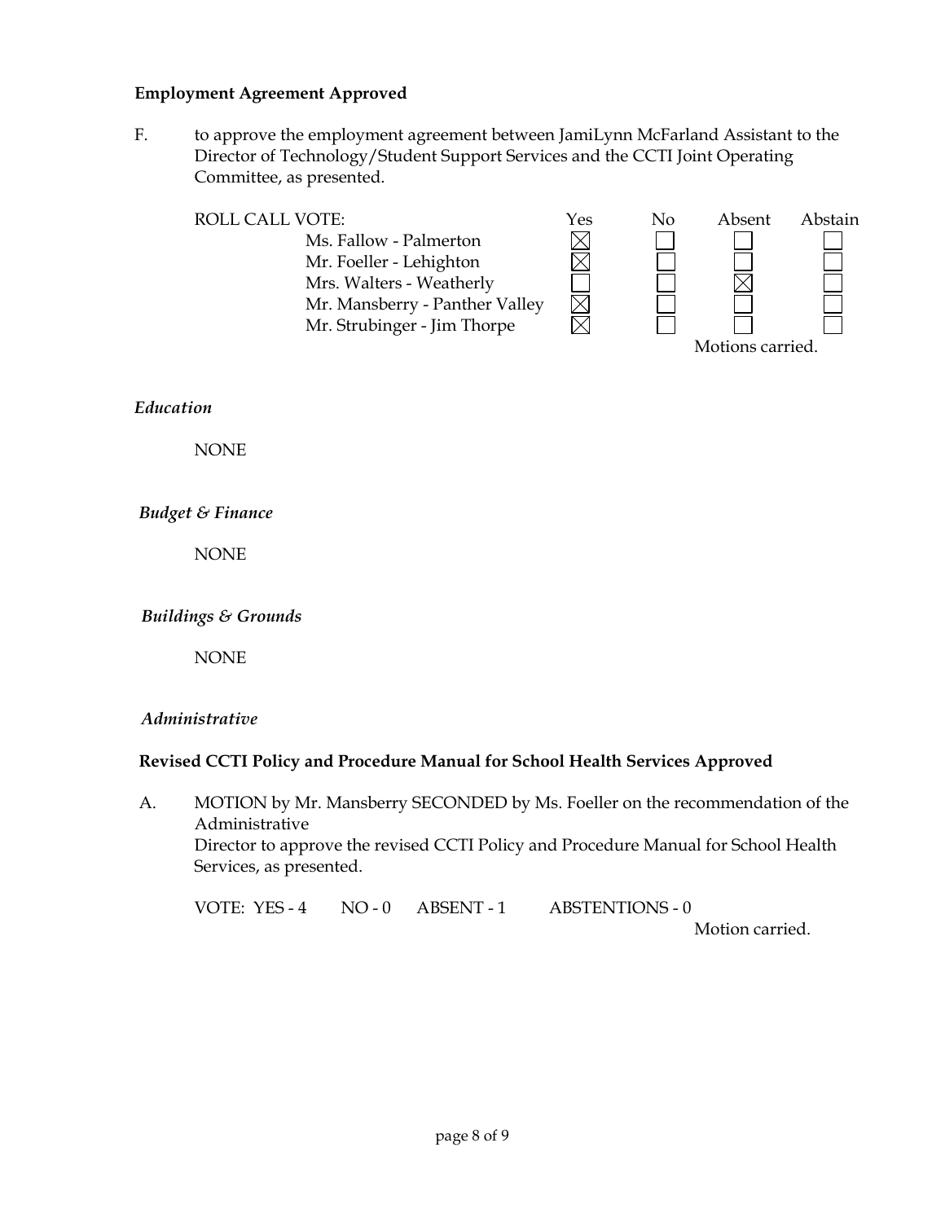**Employment Agreement Approved**

F. to approve the employment agreement between JamiLynn McFarland Assistant to the Director of Technology/Student Support Services and the CCTI Joint Operating Committee, as presented.

| ROLL CALL VOTE: | Yes | No | Absent | Abstain |
|---|---|---|---|---|
| Ms. Fallow - Palmerton | ☒ | ☐ | ☐ | ☐ |
| Mr. Foeller - Lehighton | ☒ | ☐ | ☐ | ☐ |
| Mrs. Walters - Weatherly | ☐ | ☐ | ☒ | ☐ |
| Mr. Mansberry - Panther Valley | ☒ | ☐ | ☐ | ☐ |
| Mr. Strubinger - Jim Thorpe | ☒ | ☐ | ☐ | ☐ |

Motions carried.

*Education*

NONE

*Budget & Finance*

NONE

*Buildings & Grounds*

NONE

*Administrative*

**Revised CCTI Policy and Procedure Manual for School Health Services Approved**

A. MOTION by Mr. Mansberry SECONDED by Ms. Foeller on the recommendation of the Administrative
Director to approve the revised CCTI Policy and Procedure Manual for School Health Services, as presented.

VOTE: YES - 4 NO - 0 ABSENT - 1 ABSTENTIONS - 0

Motion carried.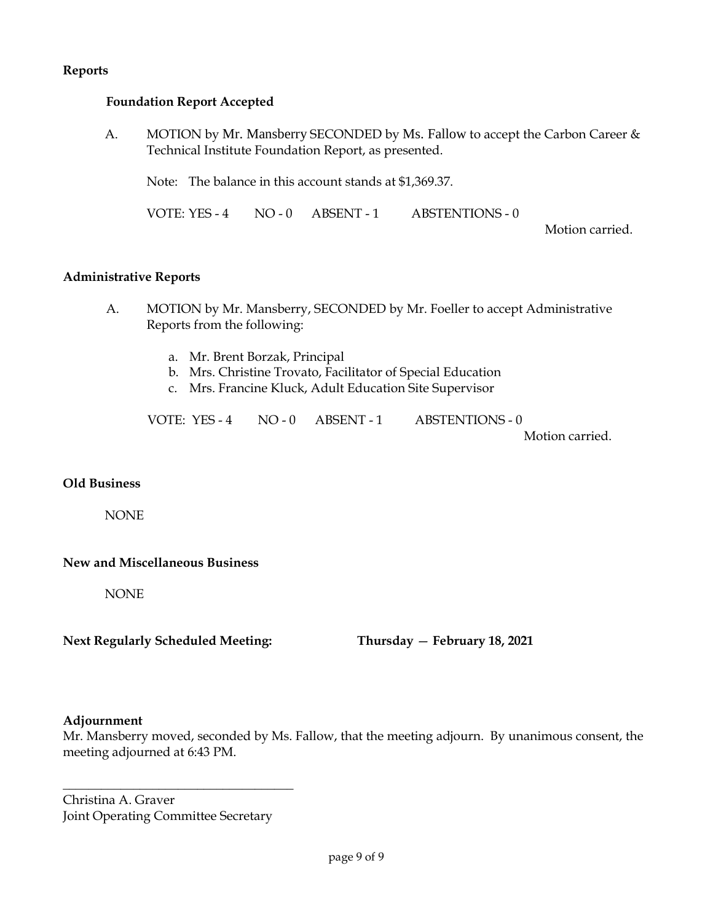**Reports**

**Foundation Report Accepted**

A. MOTION by Mr. Mansberry SECONDED by Ms. Fallow to accept the Carbon Career & Technical Institute Foundation Report, as presented.

Note: The balance in this account stands at $1,369.37.

VOTE: YES - 4 NO - 0 ABSENT - 1 ABSTENTIONS - 0

Motion carried.

**Administrative Reports**

A. MOTION by Mr. Mansberry, SECONDED by Mr. Foeller to accept Administrative Reports from the following:

a. Mr. Brent Borzak, Principal
b. Mrs. Christine Trovato, Facilitator of Special Education
c. Mrs. Francine Kluck, Adult Education Site Supervisor

VOTE: YES - 4 NO - 0 ABSENT - 1 ABSTENTIONS - 0

Motion carried.

**Old Business**

NONE

**New and Miscellaneous Business**

NONE

**Next Regularly Scheduled Meeting:** **Thursday — February 18, 2021**

**Adjournment**

Mr. Mansberry moved, seconded by Ms. Fallow, that the meeting adjourn. By unanimous consent, the meeting adjourned at 6:43 PM.

\_\_\_\_\_\_\_\_\_\_\_\_\_\_\_\_\_\_\_\_\_\_\_\_\_\_\_\_\_\_\_\_\_\_\_\_

Christina A. Graver
Joint Operating Committee Secretary